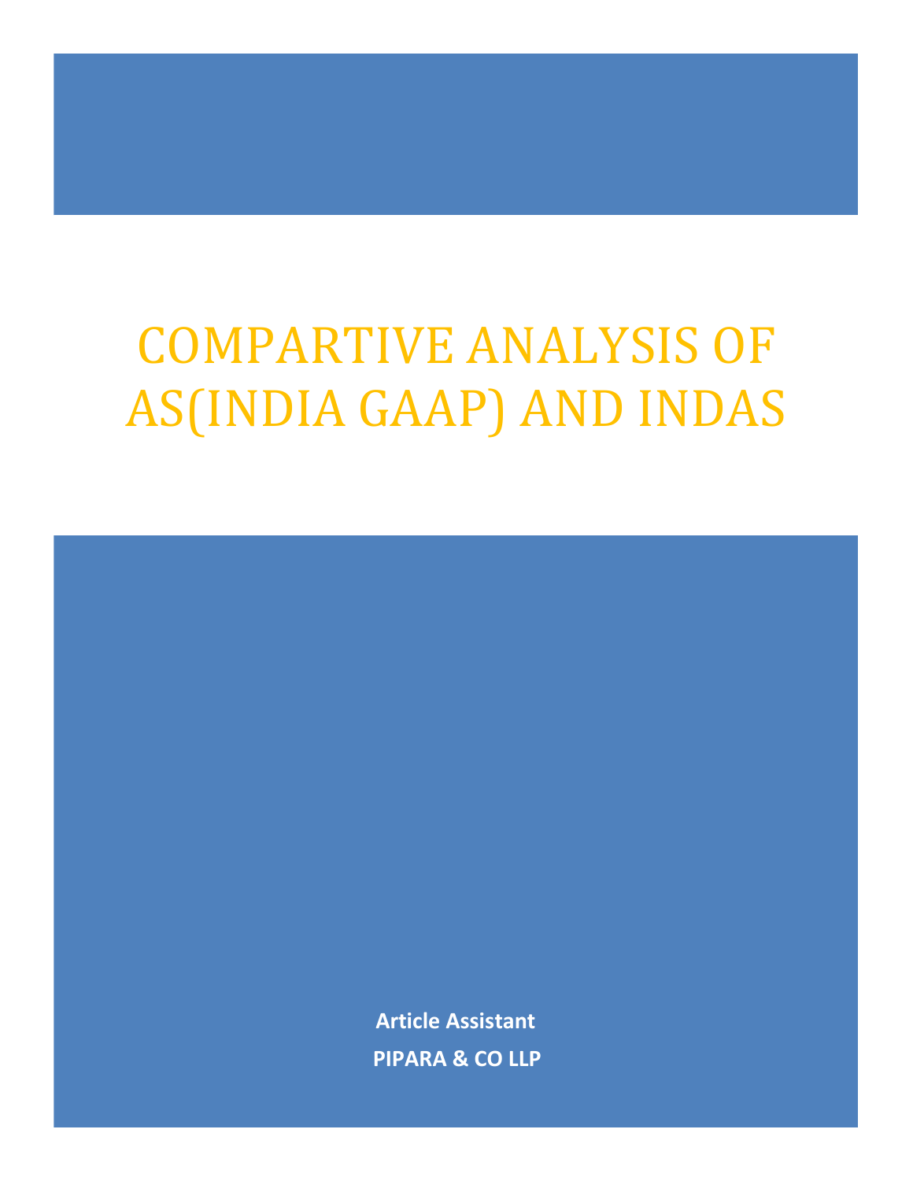# COMPARTIVE ANALYSIS OF AS(INDIA GAAP) AND INDAS

**Article Assistant**

**PIPARA & CO LLP**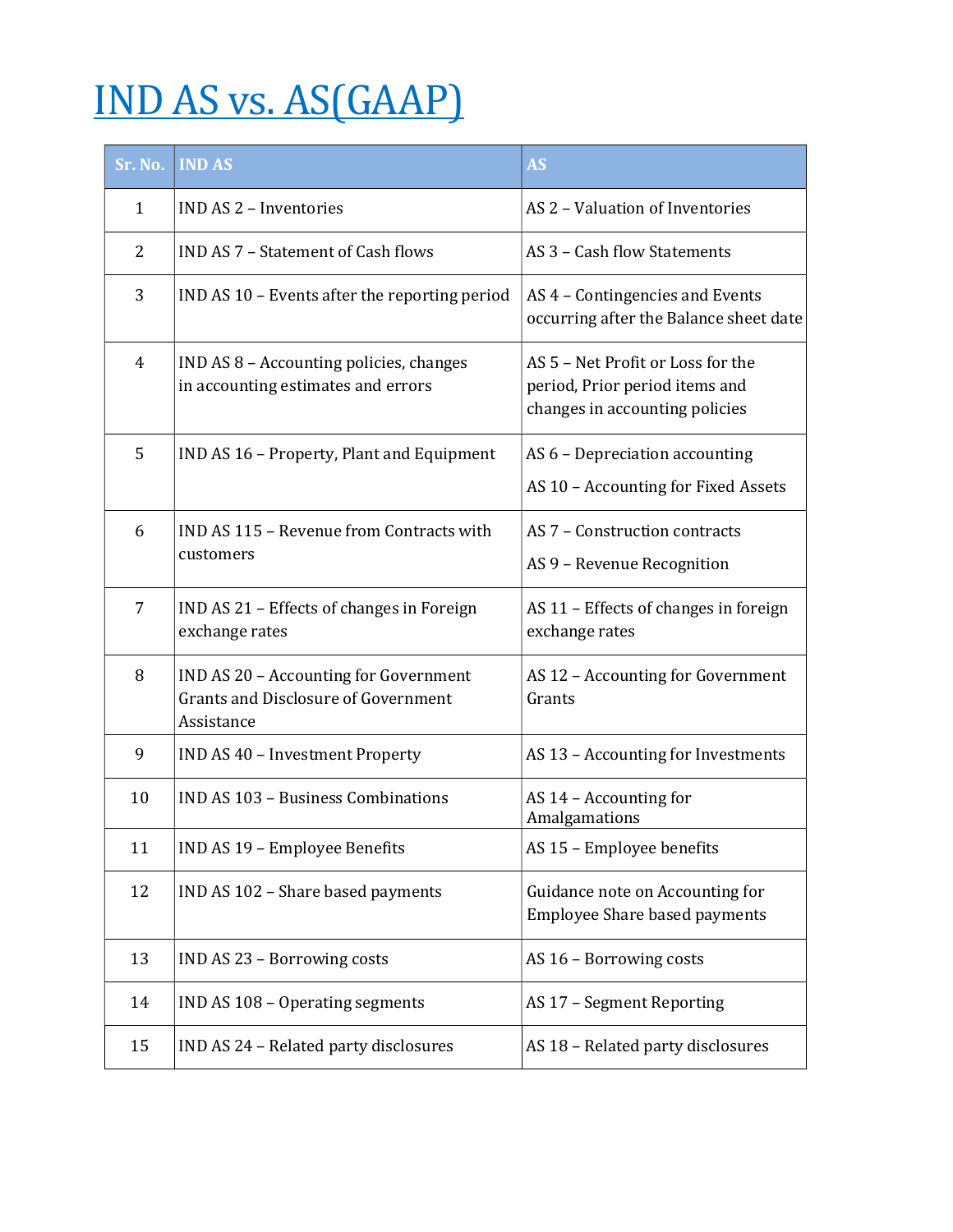# IND AS vs. AS(GAAP)

| Sr. No. | IND AS | AS |
|---|---|---|
| 1 | IND AS 2 – Inventories | AS 2 – Valuation of Inventories |
| 2 | IND AS 7 – Statement of Cash flows | AS 3 – Cash flow Statements |
| 3 | IND AS 10 – Events after the reporting period | AS 4 – Contingencies and Events occurring after the Balance sheet date |
| 4 | IND AS 8 – Accounting policies, changes in accounting estimates and errors | AS 5 – Net Profit or Loss for the period, Prior period items and changes in accounting policies |
| 5 | IND AS 16 – Property, Plant and Equipment | AS 6 – Depreciation accounting<br>AS 10 – Accounting for Fixed Assets |
| 6 | IND AS 115 – Revenue from Contracts with customers | AS 7 – Construction contracts<br>AS 9 – Revenue Recognition |
| 7 | IND AS 21 – Effects of changes in Foreign exchange rates | AS 11 – Effects of changes in foreign exchange rates |
| 8 | IND AS 20 – Accounting for Government Grants and Disclosure of Government Assistance | AS 12 – Accounting for Government Grants |
| 9 | IND AS 40 – Investment Property | AS 13 – Accounting for Investments |
| 10 | IND AS 103 – Business Combinations | AS 14 – Accounting for Amalgamations |
| 11 | IND AS 19 – Employee Benefits | AS 15 – Employee benefits |
| 12 | IND AS 102 – Share based payments | Guidance note on Accounting for Employee Share based payments |
| 13 | IND AS 23 – Borrowing costs | AS 16 – Borrowing costs |
| 14 | IND AS 108 – Operating segments | AS 17 – Segment Reporting |
| 15 | IND AS 24 – Related party disclosures | AS 18 – Related party disclosures |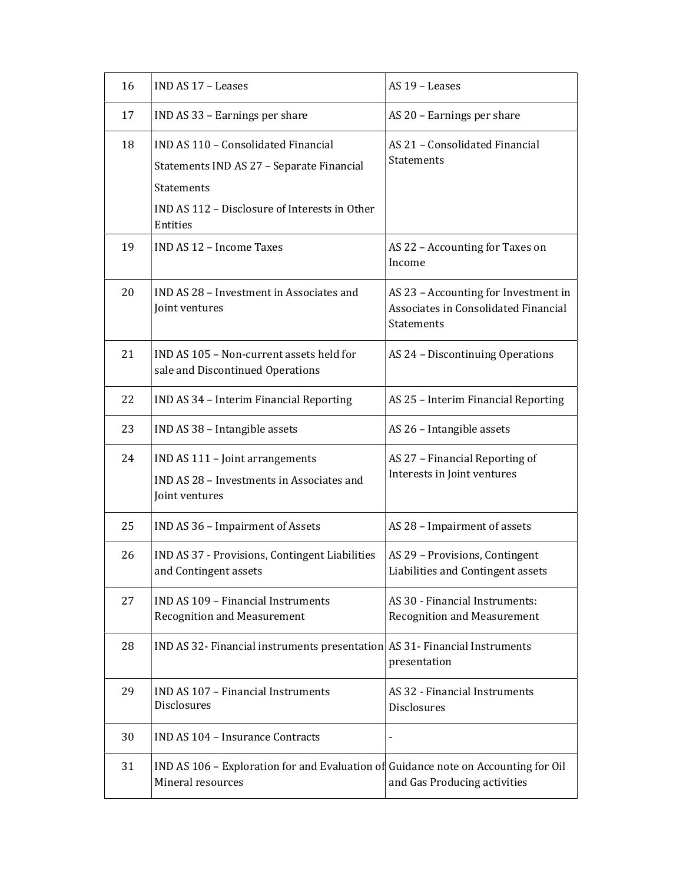| 16 | IND AS 17 – Leases | AS 19 – Leases |
|---|---|---|
| 17 | IND AS 33 – Earnings per share | AS 20 – Earnings per share |
| 18 | IND AS 110 – Consolidated Financial Statements IND AS 27 – Separate Financial Statements<br>IND AS 112 – Disclosure of Interests in Other Entities | AS 21 – Consolidated Financial Statements |
| 19 | IND AS 12 – Income Taxes | AS 22 – Accounting for Taxes on Income |
| 20 | IND AS 28 – Investment in Associates and Joint ventures | AS 23 – Accounting for Investment in Associates in Consolidated Financial Statements |
| 21 | IND AS 105 – Non-current assets held for sale and Discontinued Operations | AS 24 – Discontinuing Operations |
| 22 | IND AS 34 – Interim Financial Reporting | AS 25 – Interim Financial Reporting |
| 23 | IND AS 38 – Intangible assets | AS 26 – Intangible assets |
| 24 | IND AS 111 – Joint arrangements<br>IND AS 28 – Investments in Associates and Joint ventures | AS 27 – Financial Reporting of Interests in Joint ventures |
| 25 | IND AS 36 – Impairment of Assets | AS 28 – Impairment of assets |
| 26 | IND AS 37 - Provisions, Contingent Liabilities and Contingent assets | AS 29 – Provisions, Contingent Liabilities and Contingent assets |
| 27 | IND AS 109 – Financial Instruments Recognition and Measurement | AS 30 - Financial Instruments: Recognition and Measurement |
| 28 | IND AS 32- Financial instruments presentation | AS 31- Financial Instruments presentation |
| 29 | IND AS 107 – Financial Instruments Disclosures | AS 32 - Financial Instruments Disclosures |
| 30 | IND AS 104 – Insurance Contracts | - |
| 31 | IND AS 106 – Exploration for and Evaluation of Mineral resources | Guidance note on Accounting for Oil and Gas Producing activities |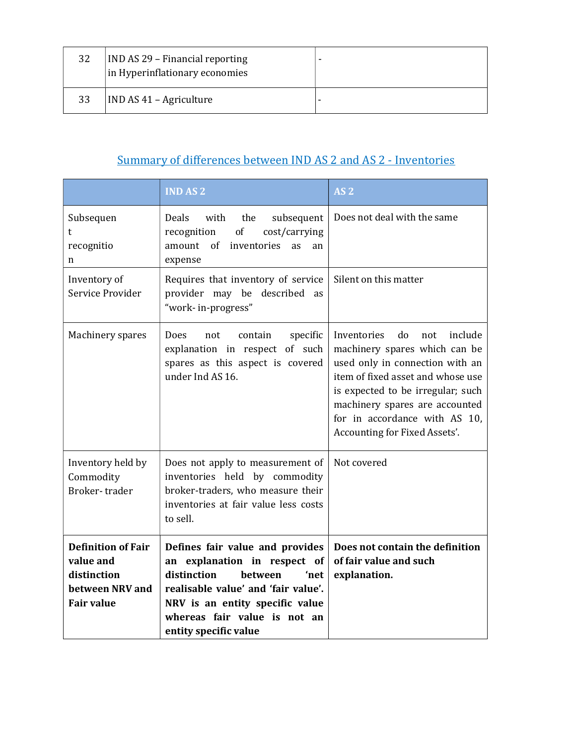| 32 | IND AS 29 – Financial reporting in Hyperinflationary economies | - |
|---|---|---|
| 33 | IND AS 41 – Agriculture | - |

## Summary of differences between IND AS 2 and AS 2 - Inventories

| | IND AS 2 | AS 2 |
|---|---|---|
| Subsequent recognition | Deals with the subsequent recognition of cost/carrying amount of inventories as an expense | Does not deal with the same |
| Inventory of Service Provider | Requires that inventory of service provider may be described as "work- in-progress" | Silent on this matter |
| Machinery spares | Does not contain specific explanation in respect of such spares as this aspect is covered under Ind AS 16. | Inventories do not include machinery spares which can be used only in connection with an item of fixed asset and whose use is expected to be irregular; such machinery spares are accounted for in accordance with AS 10, Accounting for Fixed Assets'. |
| Inventory held by Commodity Broker- trader | Does not apply to measurement of inventories held by commodity broker-traders, who measure their inventories at fair value less costs to sell. | Not covered |
| **Definition of Fair value and distinction between NRV and Fair value** | **Defines fair value and provides an explanation in respect of distinction between 'net realisable value' and 'fair value'. NRV is an entity specific value whereas fair value is not an entity specific value** | **Does not contain the definition of fair value and such explanation.** |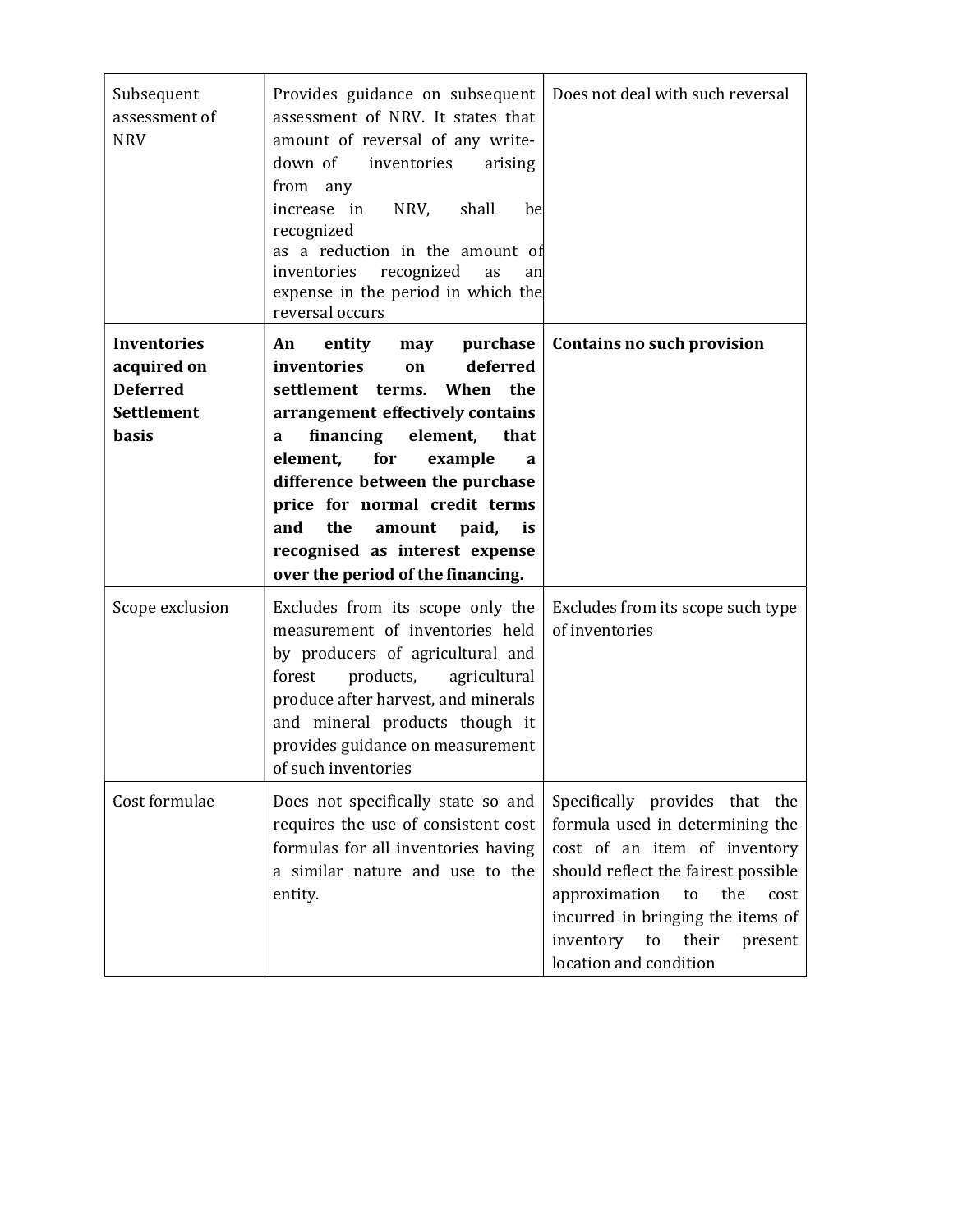| | | |
|---|---|---|
| Subsequent assessment of NRV | Provides guidance on subsequent assessment of NRV. It states that amount of reversal of any write-down of inventories arising from any increase in NRV, shall be recognized as a reduction in the amount of inventories recognized as an expense in the period in which the reversal occurs | Does not deal with such reversal |
| **Inventories acquired on Deferred Settlement basis** | **An entity may purchase inventories on deferred settlement terms. When the arrangement effectively contains a financing element, that element, for example a difference between the purchase price for normal credit terms and the amount paid, is recognised as interest expense over the period of the financing.** | **Contains no such provision** |
| Scope exclusion | Excludes from its scope only the measurement of inventories held by producers of agricultural and forest products, agricultural produce after harvest, and minerals and mineral products though it provides guidance on measurement of such inventories | Excludes from its scope such type of inventories |
| Cost formulae | Does not specifically state so and requires the use of consistent cost formulas for all inventories having a similar nature and use to the entity. | Specifically provides that the formula used in determining the cost of an item of inventory should reflect the fairest possible approximation to the cost incurred in bringing the items of inventory to their present location and condition |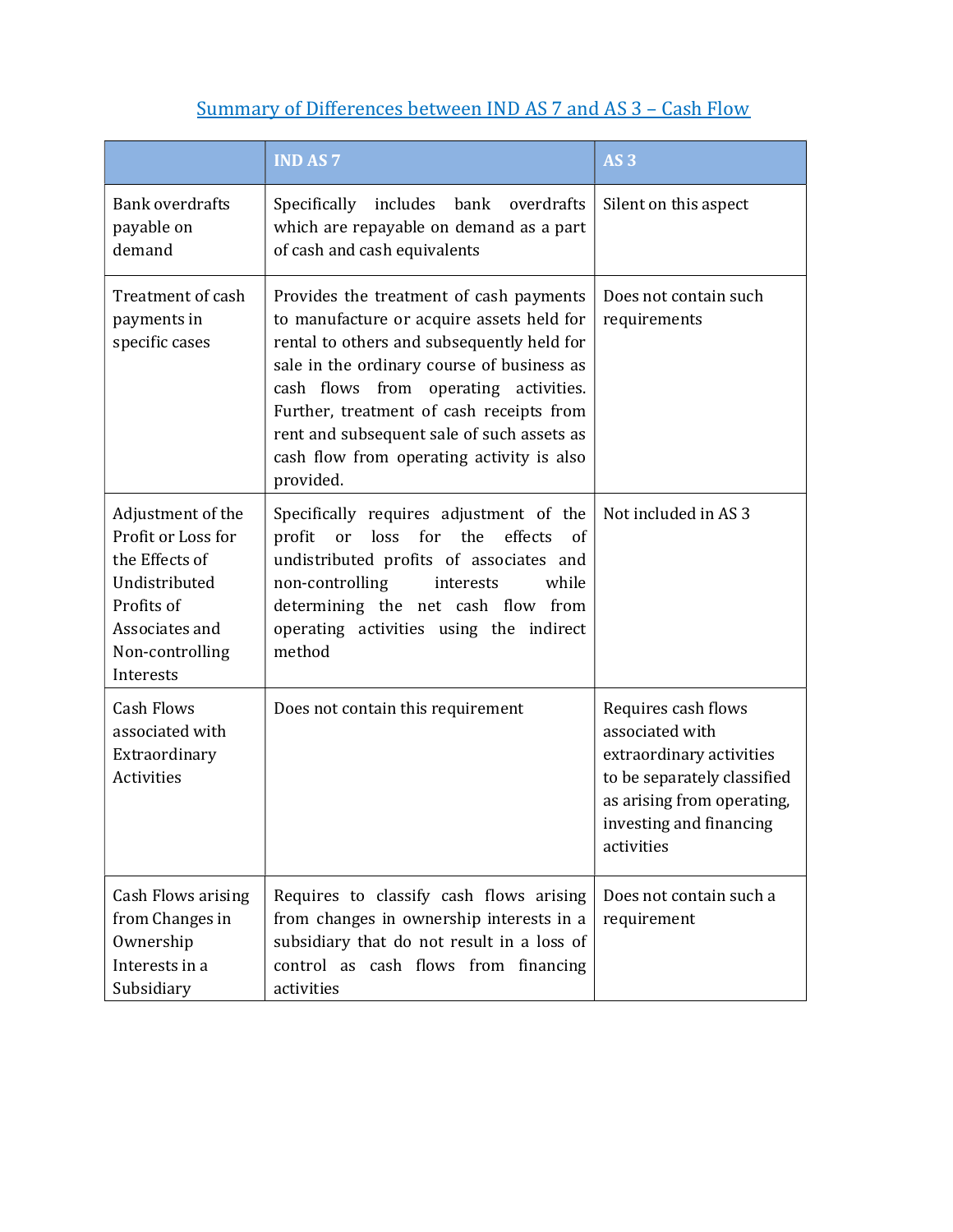## Summary of Differences between IND AS 7 and AS 3 – Cash Flow

| | IND AS 7 | AS 3 |
|---|---|---|
| Bank overdrafts payable on demand | Specifically includes bank overdrafts which are repayable on demand as a part of cash and cash equivalents | Silent on this aspect |
| Treatment of cash payments in specific cases | Provides the treatment of cash payments to manufacture or acquire assets held for rental to others and subsequently held for sale in the ordinary course of business as cash flows from operating activities. Further, treatment of cash receipts from rent and subsequent sale of such assets as cash flow from operating activity is also provided. | Does not contain such requirements |
| Adjustment of the Profit or Loss for the Effects of Undistributed Profits of Associates and Non-controlling Interests | Specifically requires adjustment of the profit or loss for the effects of undistributed profits of associates and non-controlling interests while determining the net cash flow from operating activities using the indirect method | Not included in AS 3 |
| Cash Flows associated with Extraordinary Activities | Does not contain this requirement | Requires cash flows associated with extraordinary activities to be separately classified as arising from operating, investing and financing activities |
| Cash Flows arising from Changes in Ownership Interests in a Subsidiary | Requires to classify cash flows arising from changes in ownership interests in a subsidiary that do not result in a loss of control as cash flows from financing activities | Does not contain such a requirement |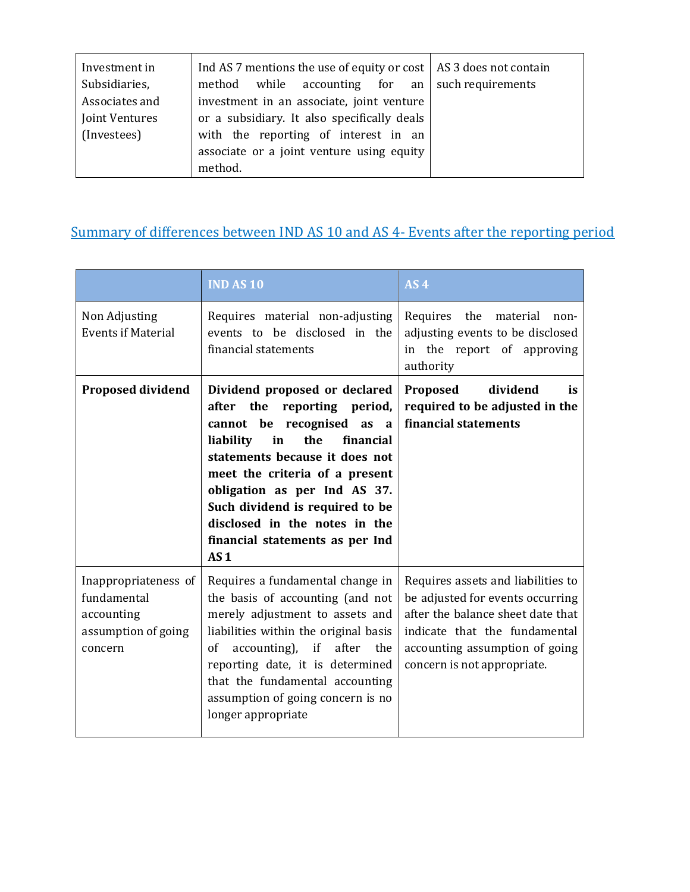| | | |
|---|---|---|
| Investment in Subsidiaries, Associates and Joint Ventures (Investees) | Ind AS 7 mentions the use of equity or cost method while accounting for an investment in an associate, joint venture or a subsidiary. It also specifically deals with the reporting of interest in an associate or a joint venture using equity method. | AS 3 does not contain such requirements |

## Summary of differences between IND AS 10 and AS 4- Events after the reporting period

| | IND AS 10 | AS 4 |
|---|---|---|
| Non Adjusting Events if Material | Requires material non-adjusting events to be disclosed in the financial statements | Requires the material non-adjusting events to be disclosed in the report of approving authority |
| **Proposed dividend** | **Dividend proposed or declared after the reporting period, cannot be recognised as a liability in the financial statements because it does not meet the criteria of a present obligation as per Ind AS 37. Such dividend is required to be disclosed in the notes in the financial statements as per Ind AS 1** | **Proposed dividend is required to be adjusted in the financial statements** |
| Inappropriateness of fundamental accounting assumption of going concern | Requires a fundamental change in the basis of accounting (and not merely adjustment to assets and liabilities within the original basis of accounting), if after the reporting date, it is determined that the fundamental accounting assumption of going concern is no longer appropriate | Requires assets and liabilities to be adjusted for events occurring after the balance sheet date that indicate that the fundamental accounting assumption of going concern is not appropriate. |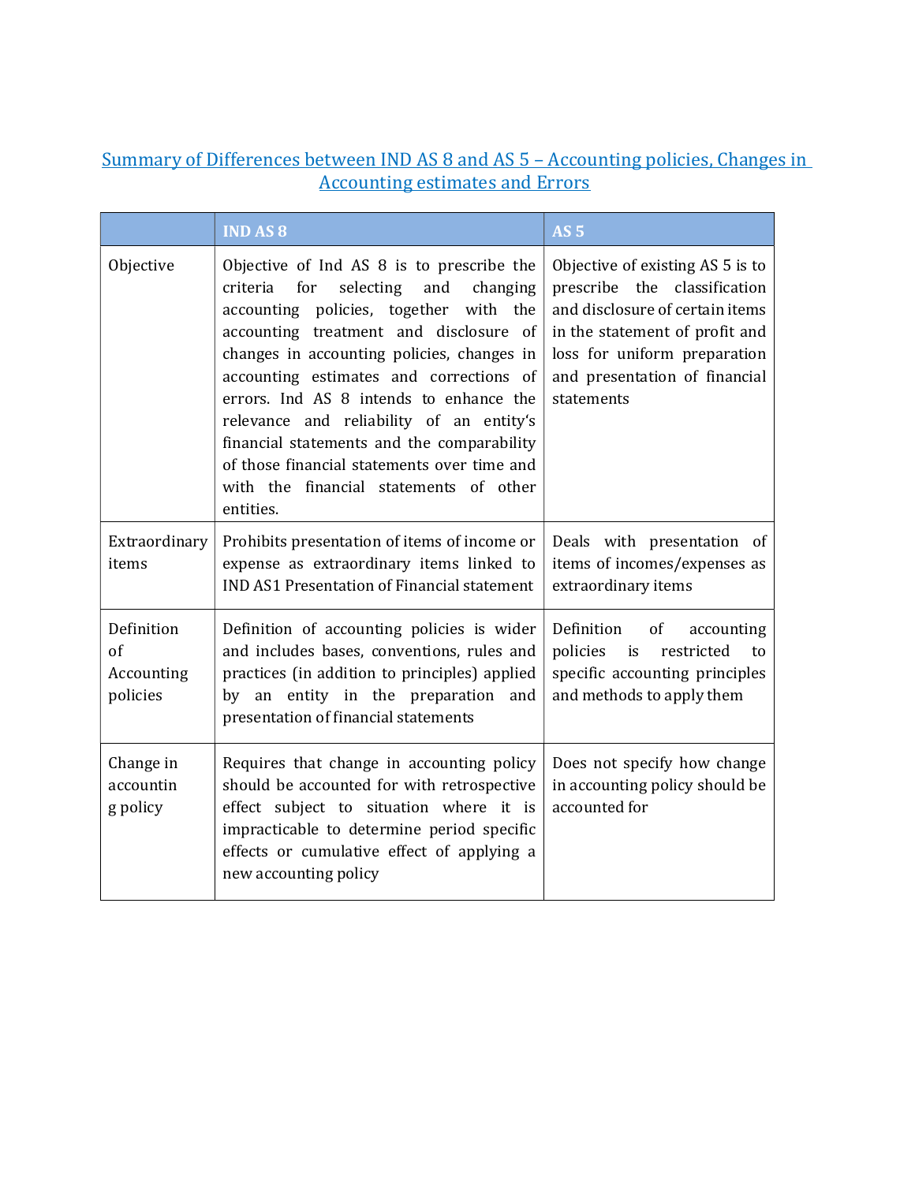## Summary of Differences between IND AS 8 and AS 5 – Accounting policies, Changes in Accounting estimates and Errors

| | IND AS 8 | AS 5 |
|---|---|---|
| Objective | Objective of Ind AS 8 is to prescribe the criteria for selecting and changing accounting policies, together with the accounting treatment and disclosure of changes in accounting policies, changes in accounting estimates and corrections of errors. Ind AS 8 intends to enhance the relevance and reliability of an entity's financial statements and the comparability of those financial statements over time and with the financial statements of other entities. | Objective of existing AS 5 is to prescribe the classification and disclosure of certain items in the statement of profit and loss for uniform preparation and presentation of financial statements |
| Extraordinary items | Prohibits presentation of items of income or expense as extraordinary items linked to IND AS1 Presentation of Financial statement | Deals with presentation of items of incomes/expenses as extraordinary items |
| Definition of Accounting policies | Definition of accounting policies is wider and includes bases, conventions, rules and practices (in addition to principles) applied by an entity in the preparation and presentation of financial statements | Definition of accounting policies is restricted to specific accounting principles and methods to apply them |
| Change in accounting policy | Requires that change in accounting policy should be accounted for with retrospective effect subject to situation where it is impracticable to determine period specific effects or cumulative effect of applying a new accounting policy | Does not specify how change in accounting policy should be accounted for |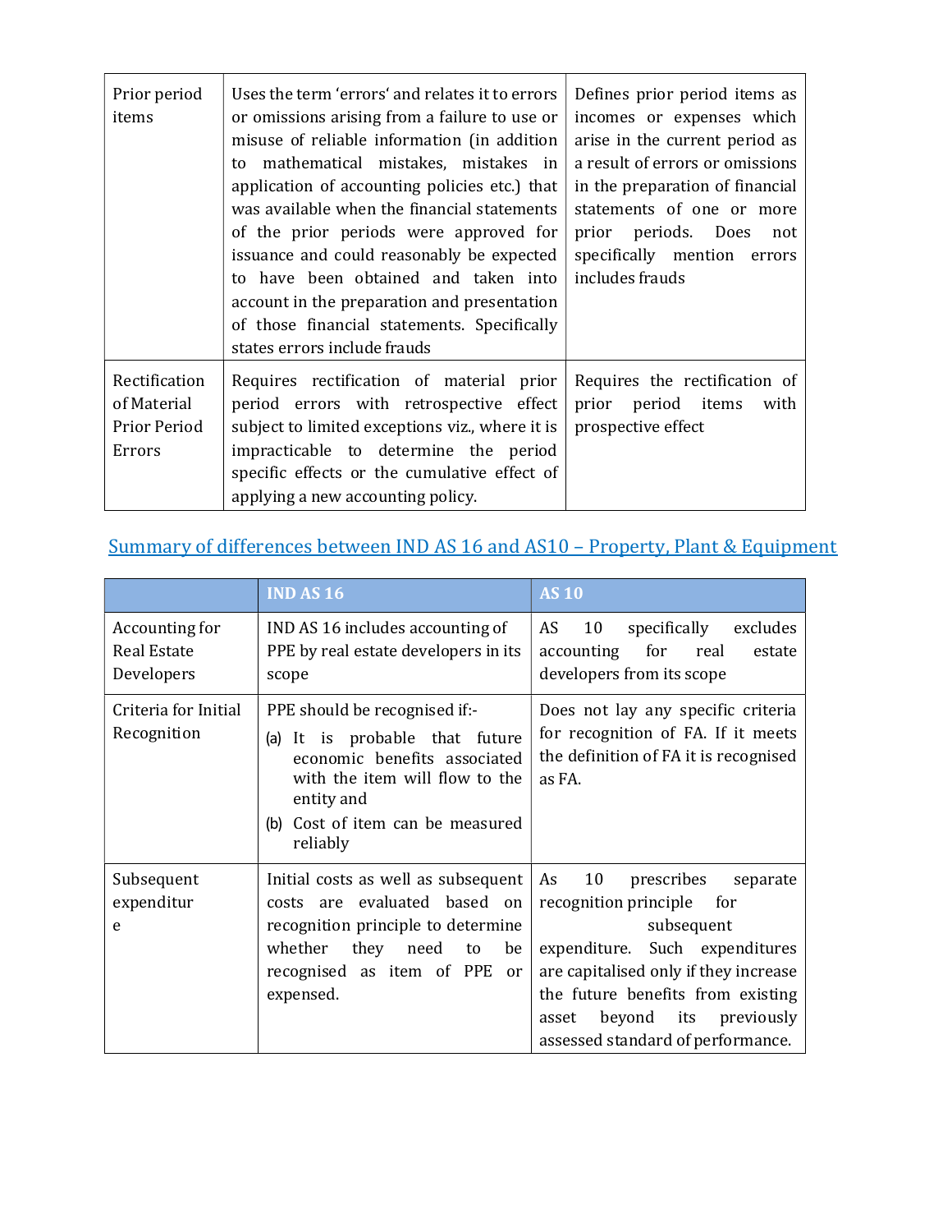| | | |
|---|---|---|
| Prior period items | Uses the term 'errors' and relates it to errors or omissions arising from a failure to use or misuse of reliable information (in addition to mathematical mistakes, mistakes in application of accounting policies etc.) that was available when the financial statements of the prior periods were approved for issuance and could reasonably be expected to have been obtained and taken into account in the preparation and presentation of those financial statements. Specifically states errors include frauds | Defines prior period items as incomes or expenses which arise in the current period as a result of errors or omissions in the preparation of financial statements of one or more prior periods. Does not specifically mention errors includes frauds |
| Rectification of Material Prior Period Errors | Requires rectification of material prior period errors with retrospective effect subject to limited exceptions viz., where it is impracticable to determine the period specific effects or the cumulative effect of applying a new accounting policy. | Requires the rectification of prior period items with prospective effect |

## Summary of differences between IND AS 16 and AS10 – Property, Plant & Equipment

| | IND AS 16 | AS 10 |
|---|---|---|
| Accounting for Real Estate Developers | IND AS 16 includes accounting of PPE by real estate developers in its scope | AS 10 specifically excludes accounting for real estate developers from its scope |
| Criteria for Initial Recognition | PPE should be recognised if:- (a) It is probable that future economic benefits associated with the item will flow to the entity and (b) Cost of item can be measured reliably | Does not lay any specific criteria for recognition of FA. If it meets the definition of FA it is recognised as FA. |
| Subsequent expenditure | Initial costs as well as subsequent costs are evaluated based on recognition principle to determine whether they need to be recognised as item of PPE or expensed. | As 10 prescribes separate recognition principle for subsequent expenditure. Such expenditures are capitalised only if they increase the future benefits from existing asset beyond its previously assessed standard of performance. |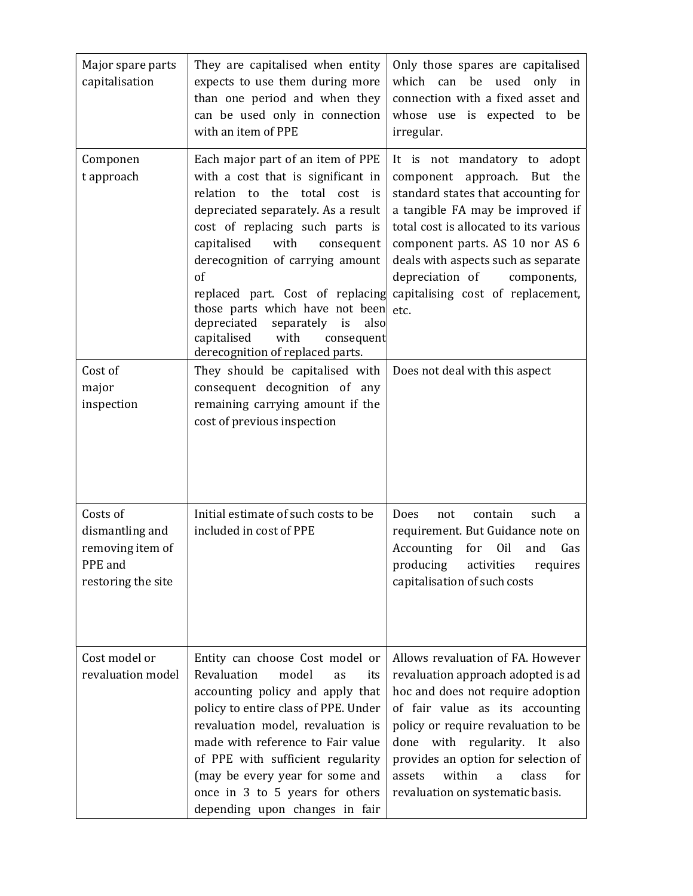| | | |
|---|---|---|
| Major spare parts capitalisation | They are capitalised when entity expects to use them during more than one period and when they can be used only in connection with an item of PPE | Only those spares are capitalised which can be used only in connection with a fixed asset and whose use is expected to be irregular. |
| Componen t approach | Each major part of an item of PPE with a cost that is significant in relation to the total cost is depreciated separately. As a result cost of replacing such parts is capitalised with consequent derecognition of carrying amount of replaced part. Cost of replacing those parts which have not been depreciated separately is also capitalised with consequent derecognition of replaced parts. | It is not mandatory to adopt component approach. But the standard states that accounting for a tangible FA may be improved if total cost is allocated to its various component parts. AS 10 nor AS 6 deals with aspects such as separate depreciation of components, capitalising cost of replacement, etc. |
| Cost of major inspection | They should be capitalised with consequent decognition of any remaining carrying amount if the cost of previous inspection | Does not deal with this aspect |
| Costs of dismantling and removing item of PPE and restoring the site | Initial estimate of such costs to be included in cost of PPE | Does not contain such a requirement. But Guidance note on Accounting for Oil and Gas producing activities requires capitalisation of such costs |
| Cost model or revaluation model | Entity can choose Cost model or Revaluation model as its accounting policy and apply that policy to entire class of PPE. Under revaluation model, revaluation is made with reference to Fair value of PPE with sufficient regularity (may be every year for some and once in 3 to 5 years for others depending upon changes in fair | Allows revaluation of FA. However revaluation approach adopted is ad hoc and does not require adoption of fair value as its accounting policy or require revaluation to be done with regularity. It also provides an option for selection of assets within a class for revaluation on systematic basis. |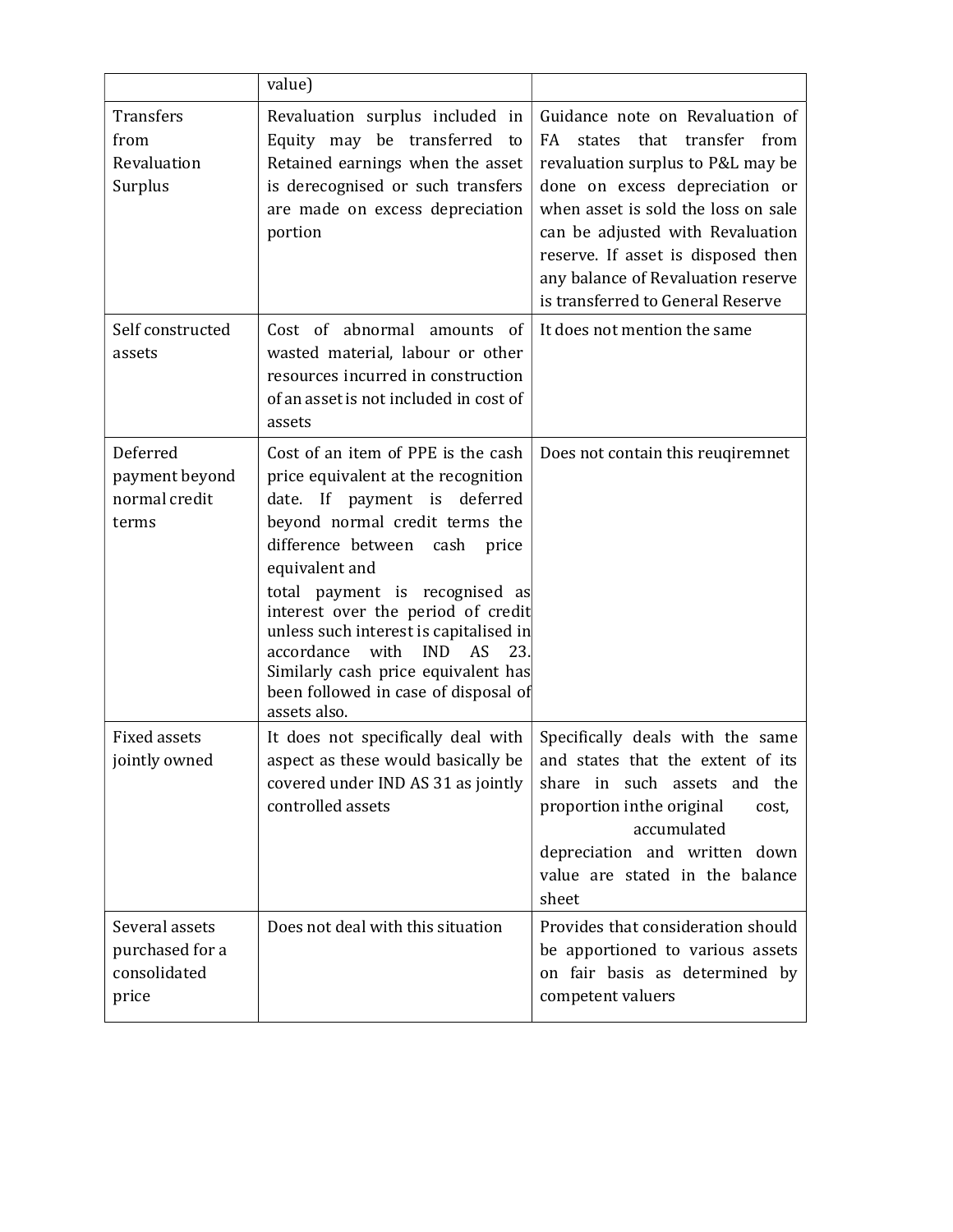|  | value) |  |
| --- | --- | --- |
| Transfers from Revaluation Surplus | Revaluation surplus included in Equity may be transferred to Retained earnings when the asset is derecognised or such transfers are made on excess depreciation portion | Guidance note on Revaluation of FA states that transfer from revaluation surplus to P&L may be done on excess depreciation or when asset is sold the loss on sale can be adjusted with Revaluation reserve. If asset is disposed then any balance of Revaluation reserve is transferred to General Reserve |
| Self constructed assets | Cost of abnormal amounts of wasted material, labour or other resources incurred in construction of an asset is not included in cost of assets | It does not mention the same |
| Deferred payment beyond normal credit terms | Cost of an item of PPE is the cash price equivalent at the recognition date. If payment is deferred beyond normal credit terms the difference between cash price equivalent and total payment is recognised as interest over the period of credit unless such interest is capitalised in accordance with IND AS 23. Similarly cash price equivalent has been followed in case of disposal of assets also. | Does not contain this reuqiremnet |
| Fixed assets jointly owned | It does not specifically deal with aspect as these would basically be covered under IND AS 31 as jointly controlled assets | Specifically deals with the same and states that the extent of its share in such assets and the proportion inthe original cost, accumulated depreciation and written down value are stated in the balance sheet |
| Several assets purchased for a consolidated price | Does not deal with this situation | Provides that consideration should be apportioned to various assets on fair basis as determined by competent valuers |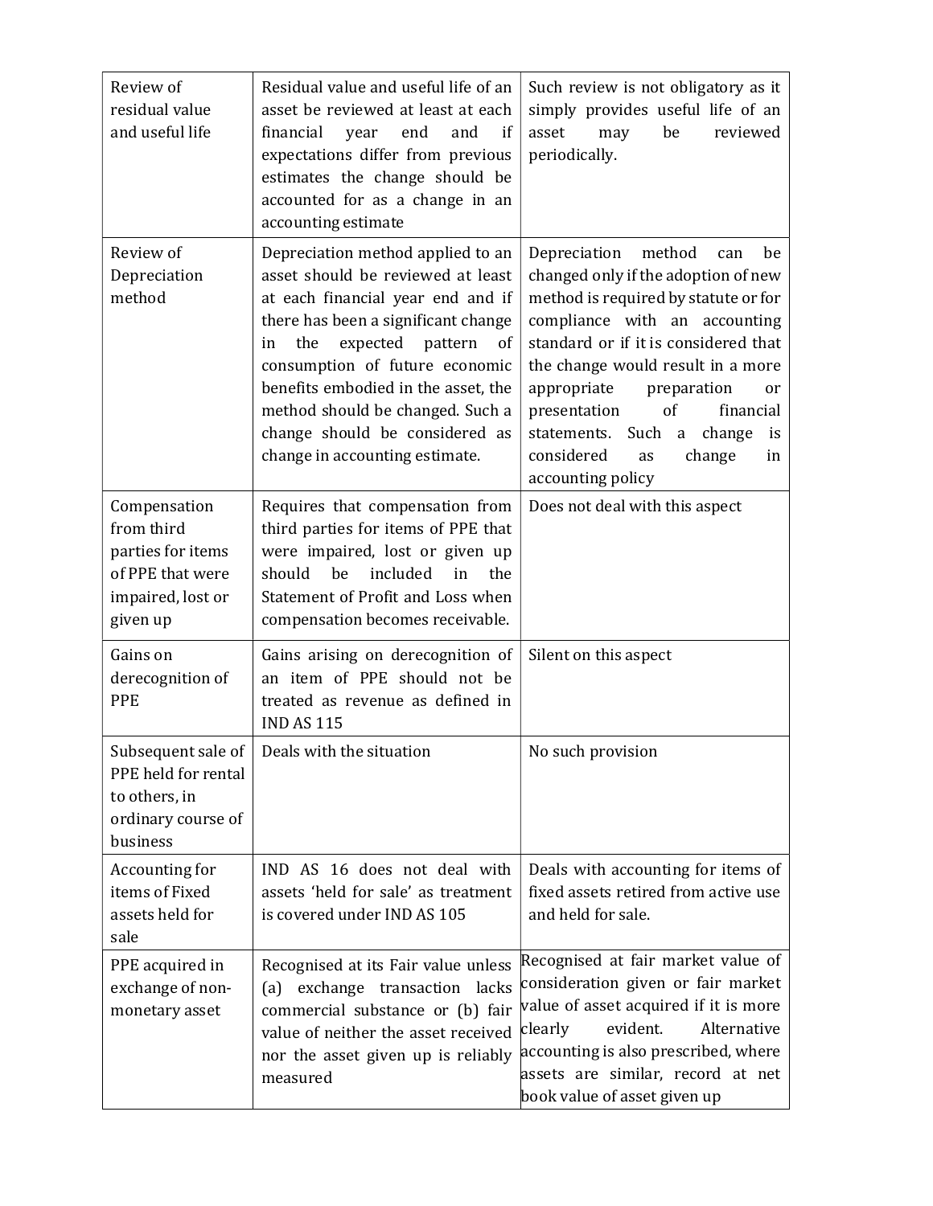| Review of residual value and useful life | Residual value and useful life of an asset be reviewed at least at each financial year end and if expectations differ from previous estimates the change should be accounted for as a change in an accounting estimate | Such review is not obligatory as it simply provides useful life of an asset may be reviewed periodically. |
|---|---|---|
| Review of Depreciation method | Depreciation method applied to an asset should be reviewed at least at each financial year end and if there has been a significant change in the expected pattern of consumption of future economic benefits embodied in the asset, the method should be changed. Such a change should be considered as change in accounting estimate. | Depreciation method can be changed only if the adoption of new method is required by statute or for compliance with an accounting standard or if it is considered that the change would result in a more appropriate preparation or presentation of financial statements. Such a change is considered as change in accounting policy |
| Compensation from third parties for items of PPE that were impaired, lost or given up | Requires that compensation from third parties for items of PPE that were impaired, lost or given up should be included in the Statement of Profit and Loss when compensation becomes receivable. | Does not deal with this aspect |
| Gains on derecognition of PPE | Gains arising on derecognition of an item of PPE should not be treated as revenue as defined in IND AS 115 | Silent on this aspect |
| Subsequent sale of PPE held for rental to others, in ordinary course of business | Deals with the situation | No such provision |
| Accounting for items of Fixed assets held for sale | IND AS 16 does not deal with assets 'held for sale' as treatment is covered under IND AS 105 | Deals with accounting for items of fixed assets retired from active use and held for sale. |
| PPE acquired in exchange of non-monetary asset | Recognised at its Fair value unless (a) exchange transaction lacks commercial substance or (b) fair value of neither the asset received nor the asset given up is reliably measured | Recognised at fair market value of consideration given or fair market value of asset acquired if it is more clearly evident. Alternative accounting is also prescribed, where assets are similar, record at net book value of asset given up |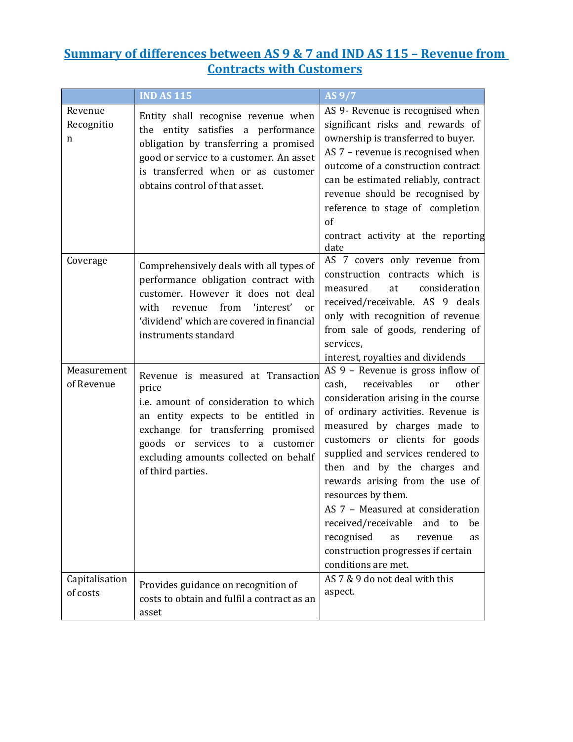# Summary of differences between AS 9 & 7 and IND AS 115 – Revenue from Contracts with Customers

| | IND AS 115 | AS 9/7 |
|---|---|---|
| Revenue Recognition | Entity shall recognise revenue when the entity satisfies a performance obligation by transferring a promised good or service to a customer. An asset is transferred when or as customer obtains control of that asset. | AS 9- Revenue is recognised when significant risks and rewards of ownership is transferred to buyer. AS 7 – revenue is recognised when outcome of a construction contract can be estimated reliably, contract revenue should be recognised by reference to stage of completion of contract activity at the reporting date |
| Coverage | Comprehensively deals with all types of performance obligation contract with customer. However it does not deal with revenue from 'interest' or 'dividend' which are covered in financial instruments standard | AS 7 covers only revenue from construction contracts which is measured at consideration received/receivable. AS 9 deals only with recognition of revenue from sale of goods, rendering of services, interest, royalties and dividends |
| Measurement of Revenue | Revenue is measured at Transaction price i.e. amount of consideration to which an entity expects to be entitled in exchange for transferring promised goods or services to a customer excluding amounts collected on behalf of third parties. | AS 9 – Revenue is gross inflow of cash, receivables or other consideration arising in the course of ordinary activities. Revenue is measured by charges made to customers or clients for goods supplied and services rendered to then and by the charges and rewards arising from the use of resources by them. AS 7 – Measured at consideration received/receivable and to be recognised as revenue as construction progresses if certain conditions are met. |
| Capitalisation of costs | Provides guidance on recognition of costs to obtain and fulfil a contract as an asset | AS 7 & 9 do not deal with this aspect. |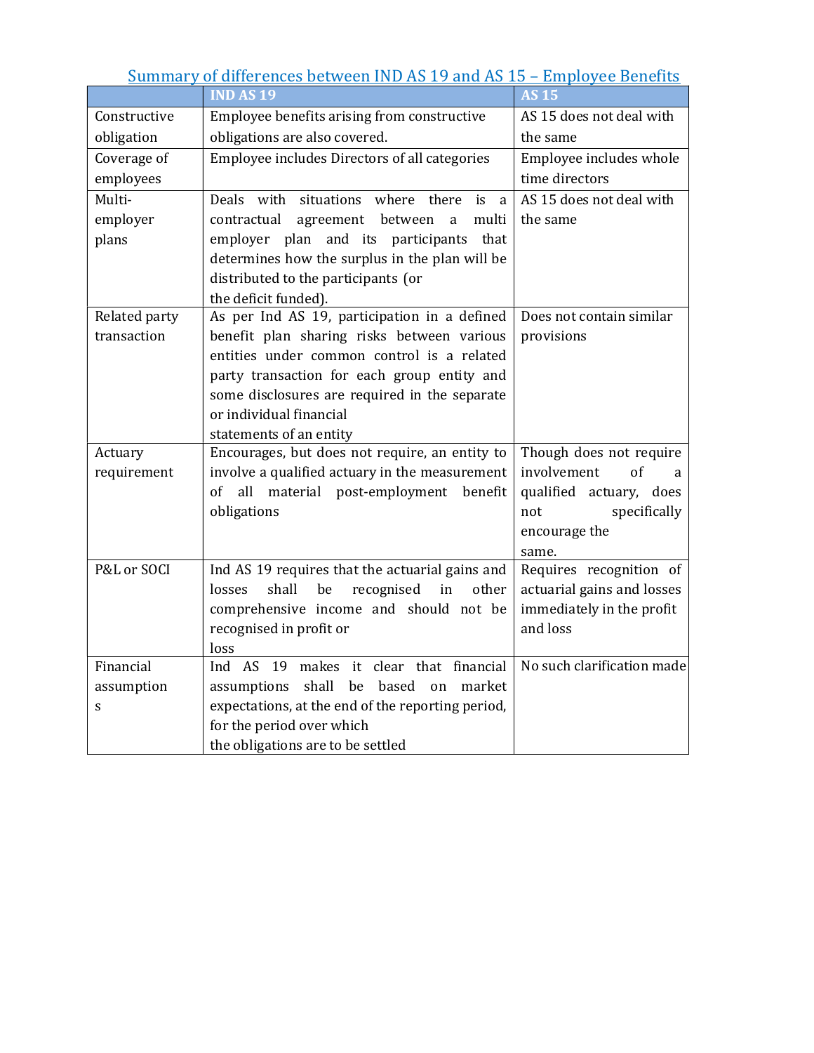## Summary of differences between IND AS 19 and AS 15 – Employee Benefits

| | IND AS 19 | AS 15 |
|---|---|---|
| Constructive obligation | Employee benefits arising from constructive obligations are also covered. | AS 15 does not deal with the same |
| Coverage of employees | Employee includes Directors of all categories | Employee includes whole time directors |
| Multi-employer plans | Deals with situations where there is a contractual agreement between a multi employer plan and its participants that determines how the surplus in the plan will be distributed to the participants (or the deficit funded). | AS 15 does not deal with the same |
| Related party transaction | As per Ind AS 19, participation in a defined benefit plan sharing risks between various entities under common control is a related party transaction for each group entity and some disclosures are required in the separate or individual financial statements of an entity | Does not contain similar provisions |
| Actuary requirement | Encourages, but does not require, an entity to involve a qualified actuary in the measurement of all material post-employment benefit obligations | Though does not require involvement of a qualified actuary, does not specifically encourage the same. |
| P&L or SOCI | Ind AS 19 requires that the actuarial gains and losses shall be recognised in other comprehensive income and should not be recognised in profit or loss | Requires recognition of actuarial gains and losses immediately in the profit and loss |
| Financial assumptions | Ind AS 19 makes it clear that financial assumptions shall be based on market expectations, at the end of the reporting period, for the period over which the obligations are to be settled | No such clarification made |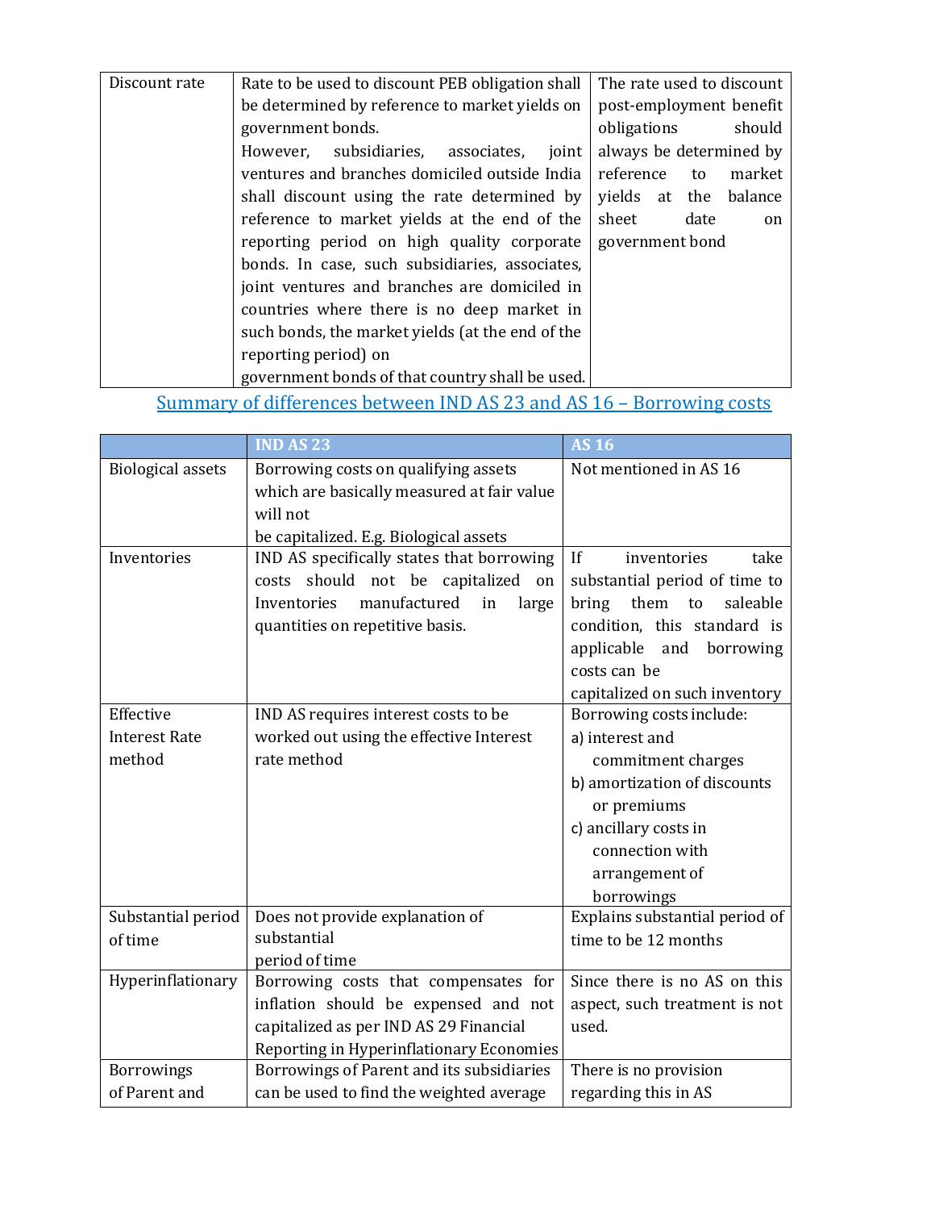| Discount rate | Rate to be used to discount PEB obligation shall be determined by reference to market yields on government bonds. However, subsidiaries, associates, joint ventures and branches domiciled outside India shall discount using the rate determined by reference to market yields at the end of the reporting period on high quality corporate bonds. In case, such subsidiaries, associates, joint ventures and branches are domiciled in countries where there is no deep market in such bonds, the market yields (at the end of the reporting period) on government bonds of that country shall be used. | The rate used to discount post-employment benefit obligations should always be determined by reference to market yields at the balance sheet date on government bond |
|---|---|---|

## Summary of differences between IND AS 23 and AS 16 – Borrowing costs

| | IND AS 23 | AS 16 |
|---|---|---|
| Biological assets | Borrowing costs on qualifying assets which are basically measured at fair value will not be capitalized. E.g. Biological assets | Not mentioned in AS 16 |
| Inventories | IND AS specifically states that borrowing costs should not be capitalized on Inventories manufactured in large quantities on repetitive basis. | If inventories take substantial period of time to bring them to saleable condition, this standard is applicable and borrowing costs can be capitalized on such inventory |
| Effective Interest Rate method | IND AS requires interest costs to be worked out using the effective Interest rate method | Borrowing costs include: a) interest and commitment charges b) amortization of discounts or premiums c) ancillary costs in connection with arrangement of borrowings |
| Substantial period of time | Does not provide explanation of substantial period of time | Explains substantial period of time to be 12 months |
| Hyperinflationary | Borrowing costs that compensates for inflation should be expensed and not capitalized as per IND AS 29 Financial Reporting in Hyperinflationary Economies | Since there is no AS on this aspect, such treatment is not used. |
| Borrowings of Parent and | Borrowings of Parent and its subsidiaries can be used to find the weighted average | There is no provision regarding this in AS |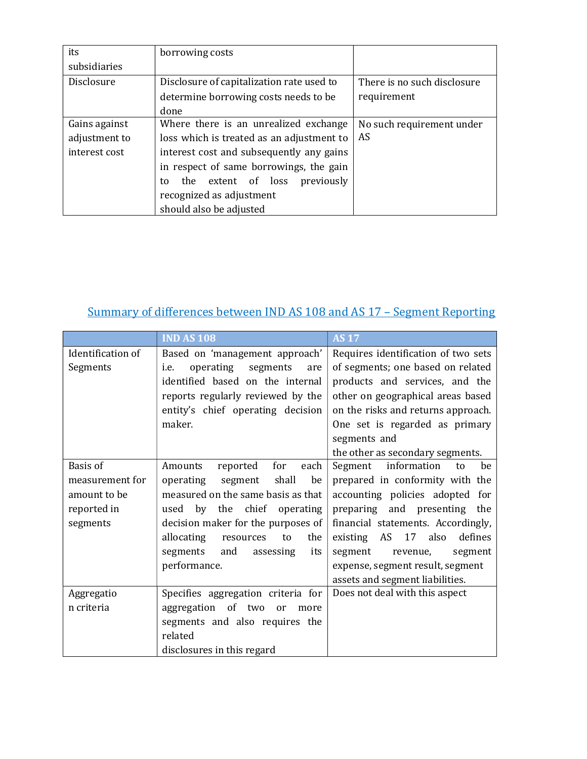| | | |
|---|---|---|
| its subsidiaries | borrowing costs | |
| Disclosure | Disclosure of capitalization rate used to determine borrowing costs needs to be done | There is no such disclosure requirement |
| Gains against adjustment to interest cost | Where there is an unrealized exchange loss which is treated as an adjustment to interest cost and subsequently any gains in respect of same borrowings, the gain to the extent of loss previously recognized as adjustment should also be adjusted | No such requirement under AS |

## Summary of differences between IND AS 108 and AS 17 – Segment Reporting

| | IND AS 108 | AS 17 |
|---|---|---|
| Identification of Segments | Based on 'management approach' i.e. operating segments are identified based on the internal reports regularly reviewed by the entity's chief operating decision maker. | Requires identification of two sets of segments; one based on related products and services, and the other on geographical areas based on the risks and returns approach. One set is regarded as primary segments and the other as secondary segments. |
| Basis of measurement for amount to be reported in segments | Amounts reported for each operating segment shall be measured on the same basis as that used by the chief operating decision maker for the purposes of allocating resources to the segments and assessing its performance. | Segment information to be prepared in conformity with the accounting policies adopted for preparing and presenting the financial statements. Accordingly, existing AS 17 also defines segment revenue, segment expense, segment result, segment assets and segment liabilities. |
| Aggregation criteria | Specifies aggregation criteria for aggregation of two or more segments and also requires the related disclosures in this regard | Does not deal with this aspect |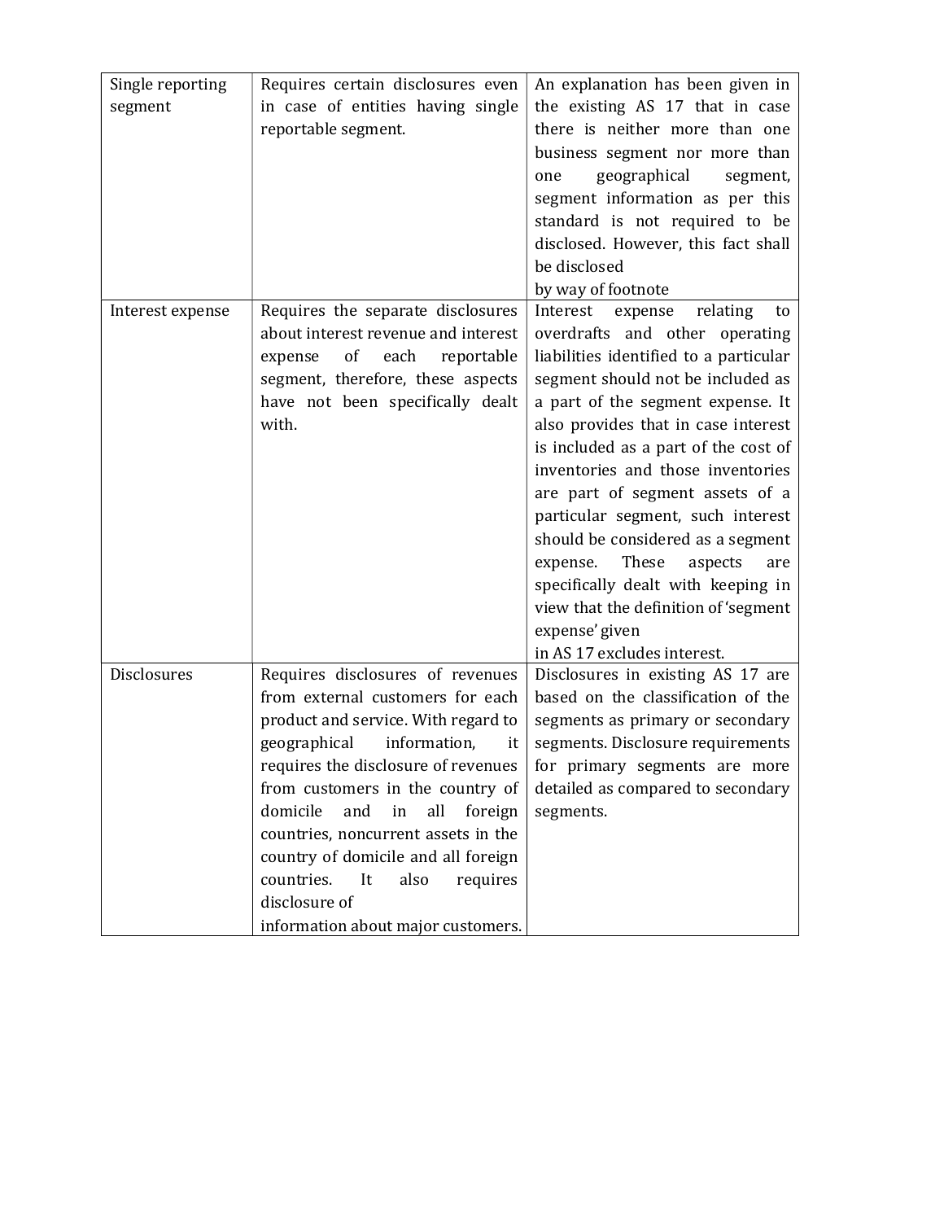| Single reporting segment | Requires certain disclosures even in case of entities having single reportable segment. | An explanation has been given in the existing AS 17 that in case there is neither more than one business segment nor more than one geographical segment, segment information as per this standard is not required to be disclosed. However, this fact shall be disclosed by way of footnote |
|---|---|---|
| Interest expense | Requires the separate disclosures about interest revenue and interest expense of each reportable segment, therefore, these aspects have not been specifically dealt with. | Interest expense relating to overdrafts and other operating liabilities identified to a particular segment should not be included as a part of the segment expense. It also provides that in case interest is included as a part of the cost of inventories and those inventories are part of segment assets of a particular segment, such interest should be considered as a segment expense. These aspects are specifically dealt with keeping in view that the definition of 'segment expense' given in AS 17 excludes interest. |
| Disclosures | Requires disclosures of revenues from external customers for each product and service. With regard to geographical information, it requires the disclosure of revenues from customers in the country of domicile and in all foreign countries, noncurrent assets in the country of domicile and all foreign countries. It also requires disclosure of information about major customers. | Disclosures in existing AS 17 are based on the classification of the segments as primary or secondary segments. Disclosure requirements for primary segments are more detailed as compared to secondary segments. |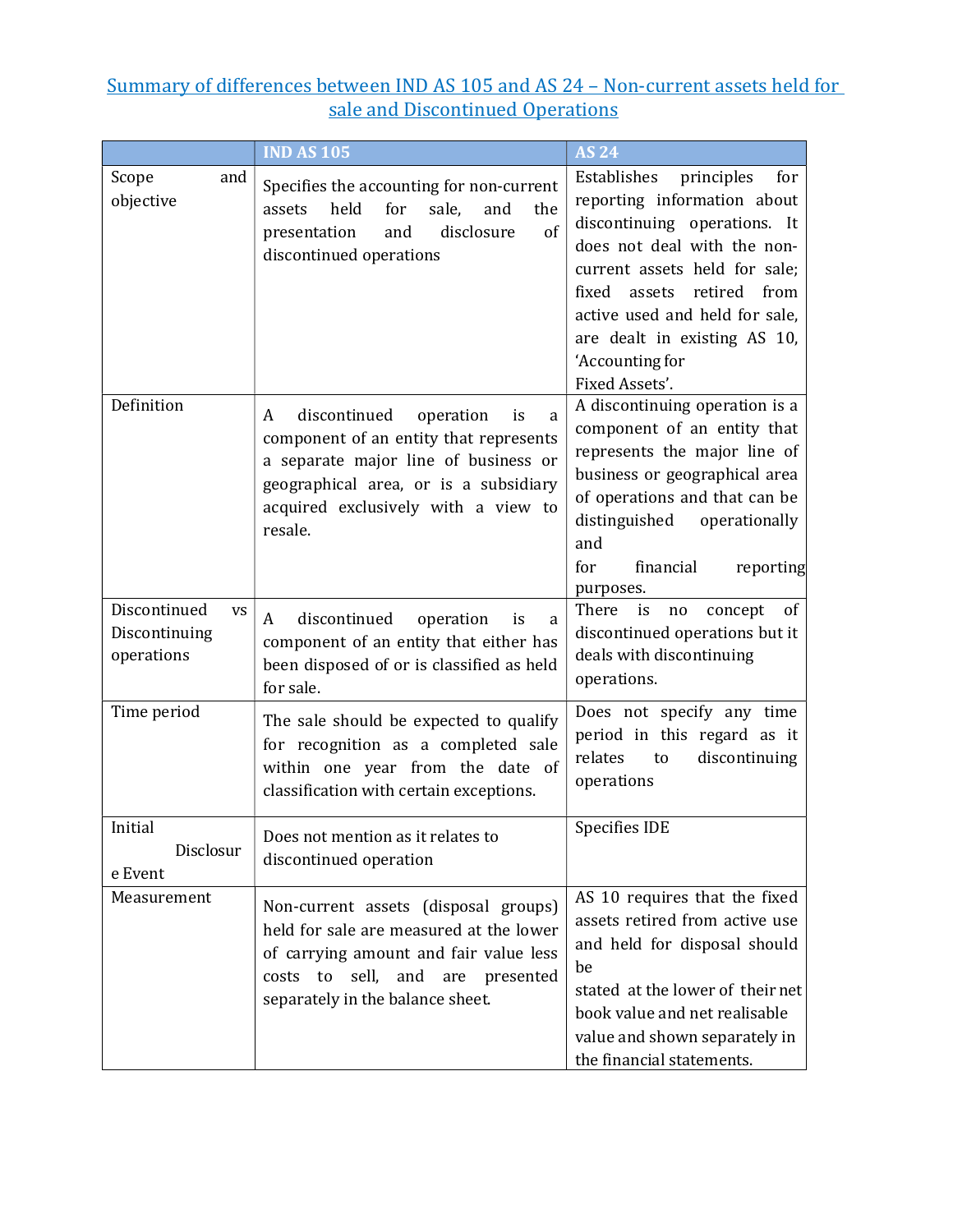# Summary of differences between IND AS 105 and AS 24 – Non-current assets held for sale and Discontinued Operations

| | IND AS 105 | AS 24 |
|---|---|---|
| Scope and objective | Specifies the accounting for non-current assets held for sale, and the presentation and disclosure of discontinued operations | Establishes principles for reporting information about discontinuing operations. It does not deal with the non-current assets held for sale; fixed assets retired from active used and held for sale, are dealt in existing AS 10, 'Accounting for Fixed Assets'. |
| Definition | A discontinued operation is a component of an entity that represents a separate major line of business or geographical area, or is a subsidiary acquired exclusively with a view to resale. | A discontinuing operation is a component of an entity that represents the major line of business or geographical area of operations and that can be distinguished operationally and for financial reporting purposes. |
| Discontinued vs Discontinuing operations | A discontinued operation is a component of an entity that either has been disposed of or is classified as held for sale. | There is no concept of discontinued operations but it deals with discontinuing operations. |
| Time period | The sale should be expected to qualify for recognition as a completed sale within one year from the date of classification with certain exceptions. | Does not specify any time period in this regard as it relates to discontinuing operations |
| Initial Disclosure Event | Does not mention as it relates to discontinued operation | Specifies IDE |
| Measurement | Non-current assets (disposal groups) held for sale are measured at the lower of carrying amount and fair value less costs to sell, and are presented separately in the balance sheet. | AS 10 requires that the fixed assets retired from active use and held for disposal should be stated at the lower of their net book value and net realisable value and shown separately in the financial statements. |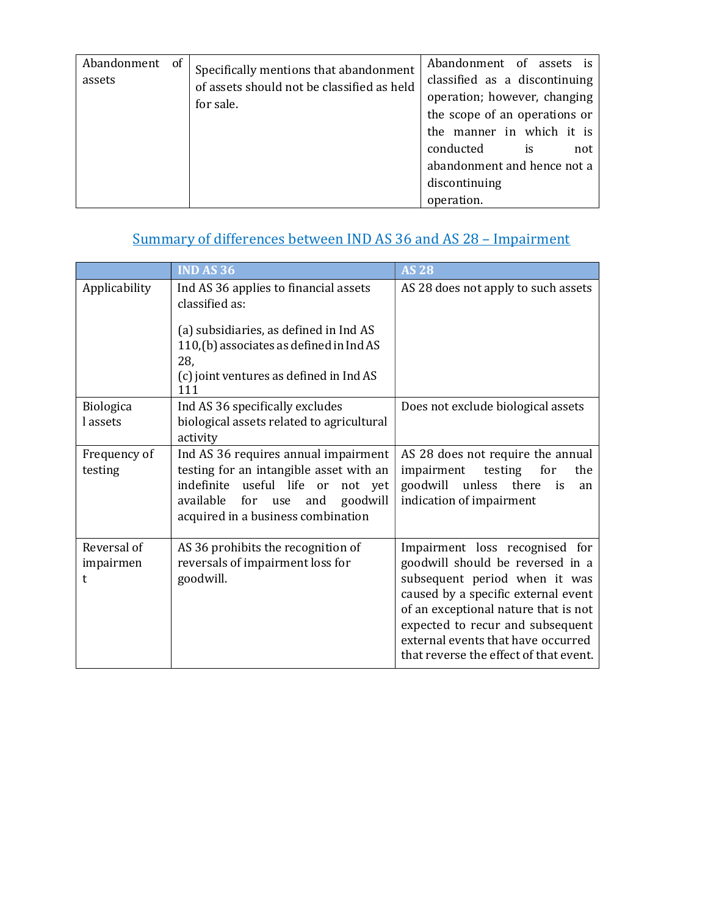| Abandonment of assets | Specifically mentions that abandonment of assets should not be classified as held for sale. | Abandonment of assets is classified as a discontinuing operation; however, changing the scope of an operations or the manner in which it is conducted is not abandonment and hence not a discontinuing operation. |
|---|---|---|

## Summary of differences between IND AS 36 and AS 28 – Impairment

| | IND AS 36 | AS 28 |
|---|---|---|
| Applicability | Ind AS 36 applies to financial assets classified as:<br><br>(a) subsidiaries, as defined in Ind AS 110,(b) associates as defined in Ind AS 28,<br>(c) joint ventures as defined in Ind AS 111 | AS 28 does not apply to such assets |
| Biological assets | Ind AS 36 specifically excludes biological assets related to agricultural activity | Does not exclude biological assets |
| Frequency of testing | Ind AS 36 requires annual impairment testing for an intangible asset with an indefinite useful life or not yet available for use and goodwill acquired in a business combination | AS 28 does not require the annual impairment testing for the goodwill unless there is an indication of impairment |
| Reversal of impairment | AS 36 prohibits the recognition of reversals of impairment loss for goodwill. | Impairment loss recognised for goodwill should be reversed in a subsequent period when it was caused by a specific external event of an exceptional nature that is not expected to recur and subsequent external events that have occurred that reverse the effect of that event. |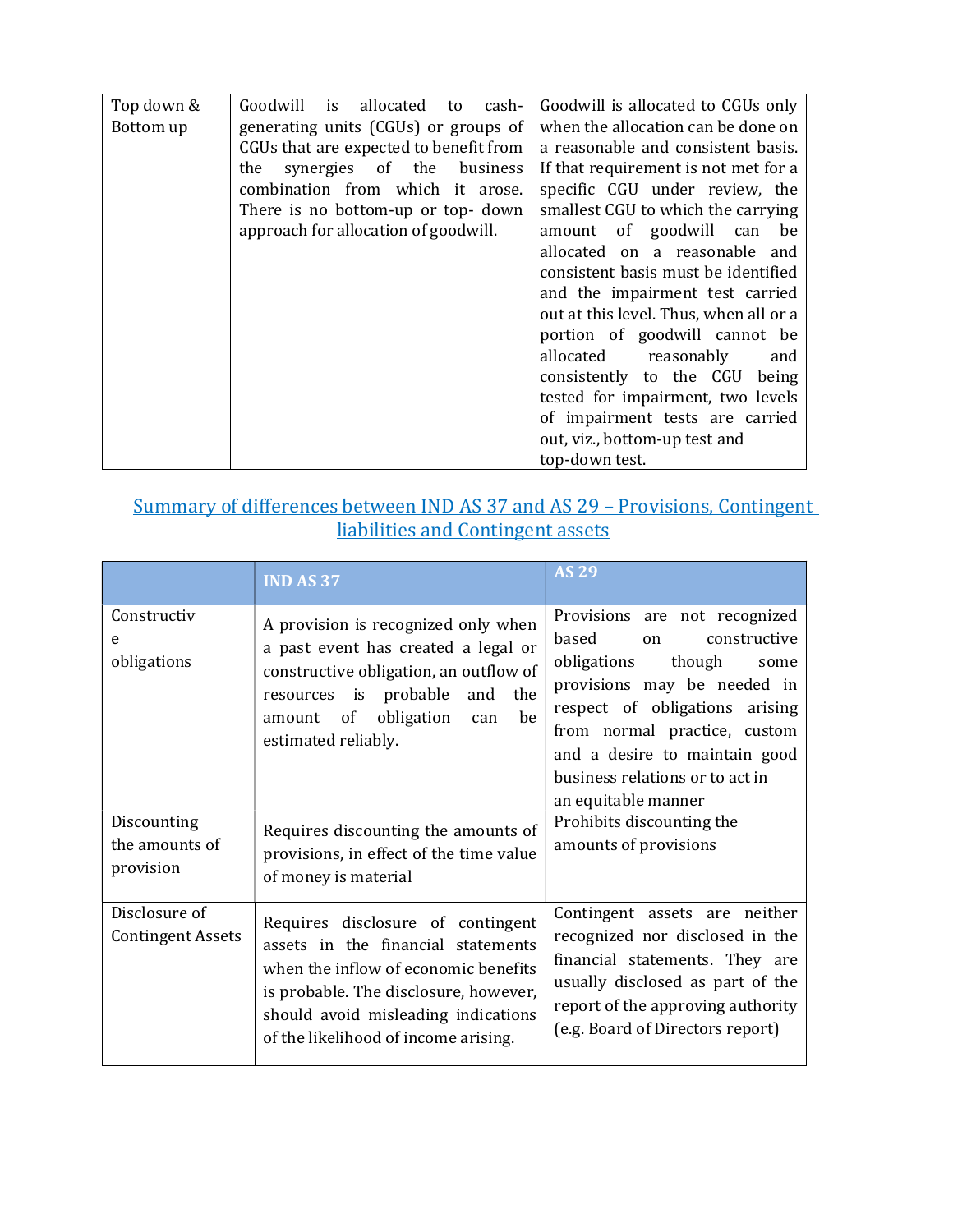| Top down & Bottom up | Goodwill is allocated to cash-generating units (CGUs) or groups of CGUs that are expected to benefit from the synergies of the business combination from which it arose. There is no bottom-up or top- down approach for allocation of goodwill. | Goodwill is allocated to CGUs only when the allocation can be done on a reasonable and consistent basis. If that requirement is not met for a specific CGU under review, the smallest CGU to which the carrying amount of goodwill can be allocated on a reasonable and consistent basis must be identified and the impairment test carried out at this level. Thus, when all or a portion of goodwill cannot be allocated reasonably and consistently to the CGU being tested for impairment, two levels of impairment tests are carried out, viz., bottom-up test and top-down test. |
|---|---|---|

## Summary of differences between IND AS 37 and AS 29 – Provisions, Contingent liabilities and Contingent assets

| | IND AS 37 | AS 29 |
|---|---|---|
| Constructive obligations | A provision is recognized only when a past event has created a legal or constructive obligation, an outflow of resources is probable and the amount of obligation can be estimated reliably. | Provisions are not recognized based on constructive obligations though some provisions may be needed in respect of obligations arising from normal practice, custom and a desire to maintain good business relations or to act in an equitable manner |
| Discounting the amounts of provision | Requires discounting the amounts of provisions, in effect of the time value of money is material | Prohibits discounting the amounts of provisions |
| Disclosure of Contingent Assets | Requires disclosure of contingent assets in the financial statements when the inflow of economic benefits is probable. The disclosure, however, should avoid misleading indications of the likelihood of income arising. | Contingent assets are neither recognized nor disclosed in the financial statements. They are usually disclosed as part of the report of the approving authority (e.g. Board of Directors report) |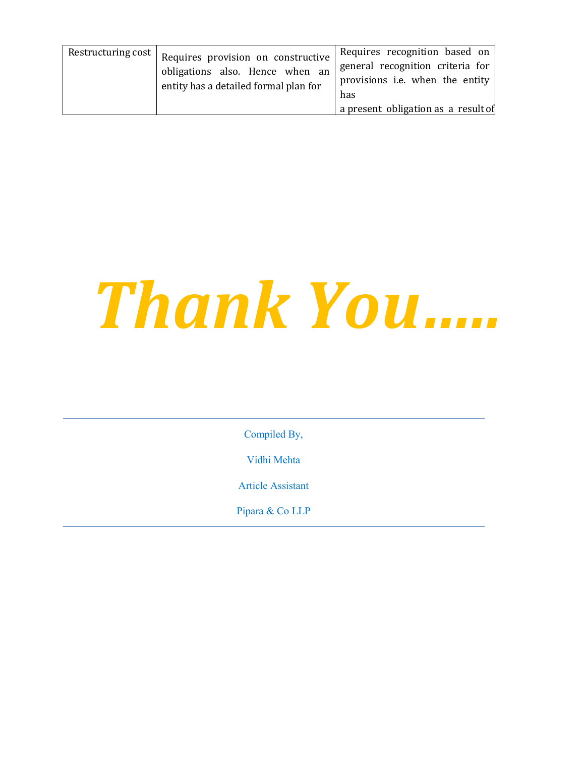| | | |
|---|---|---|
| Restructuring cost | Requires provision on constructive obligations also. Hence when an entity has a detailed formal plan for | Requires recognition based on general recognition criteria for provisions i.e. when the entity has a present obligation as a result of |

# *Thank You.....*

---

Compiled By,

Vidhi Mehta

Article Assistant

Pipara & Co LLP

---